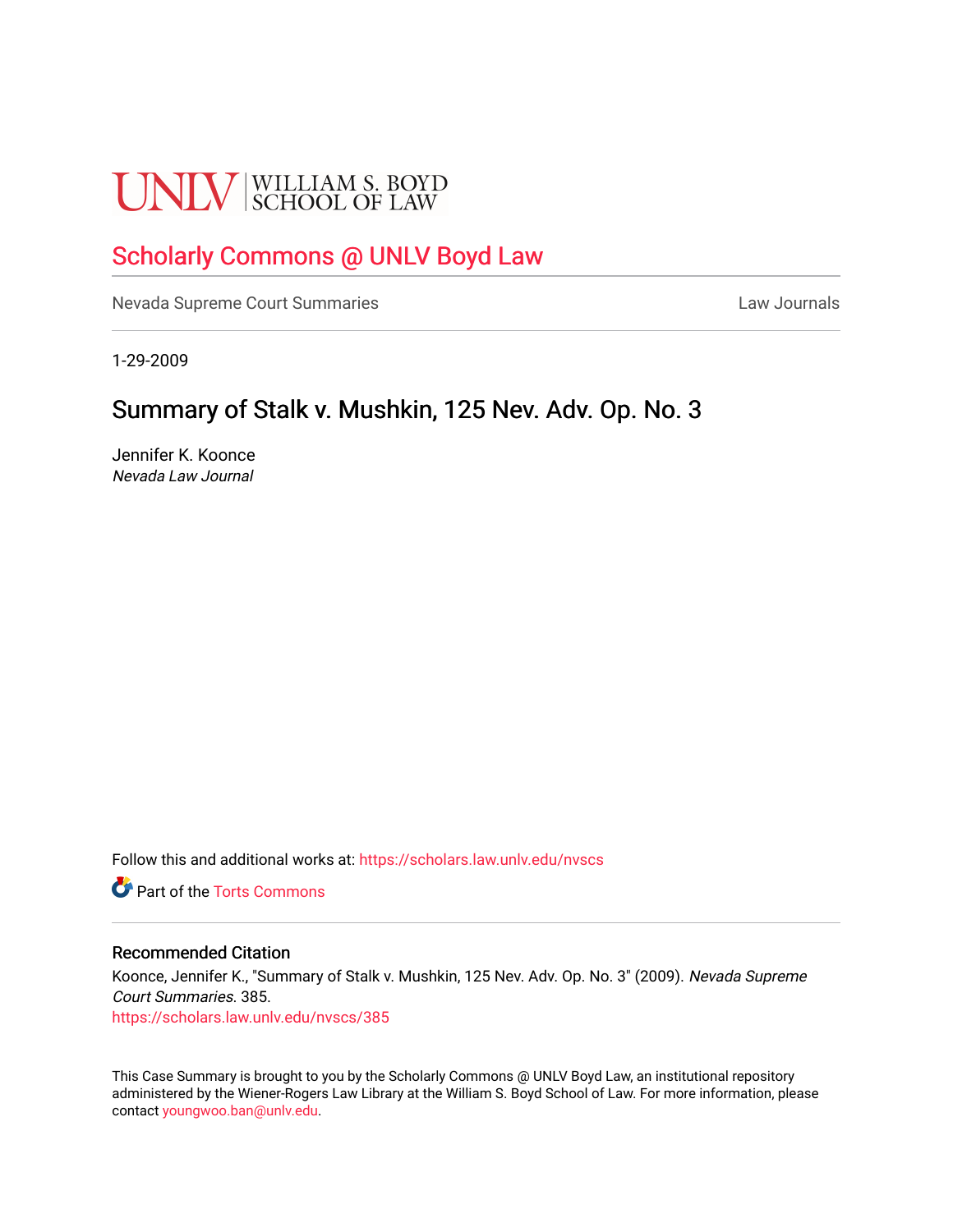UNLV | WILLIAM S. BOYD SCHOOL OF LAW

## Scholarly Commons @ UNLV Boyd Law

Nevada Supreme Court Summaries | Law Journals

1-29-2009

# Summary of Stalk v. Mushkin, 125 Nev. Adv. Op. No. 3

Jennifer K. Koonce
*Nevada Law Journal*

Follow this and additional works at: https://scholars.law.unlv.edu/nvscs

Part of the Torts Commons

### Recommended Citation

Koonce, Jennifer K., "Summary of Stalk v. Mushkin, 125 Nev. Adv. Op. No. 3" (2009). *Nevada Supreme Court Summaries*. 385.
https://scholars.law.unlv.edu/nvscs/385

This Case Summary is brought to you by the Scholarly Commons @ UNLV Boyd Law, an institutional repository administered by the Wiener-Rogers Law Library at the William S. Boyd School of Law. For more information, please contact youngwoo.ban@unlv.edu.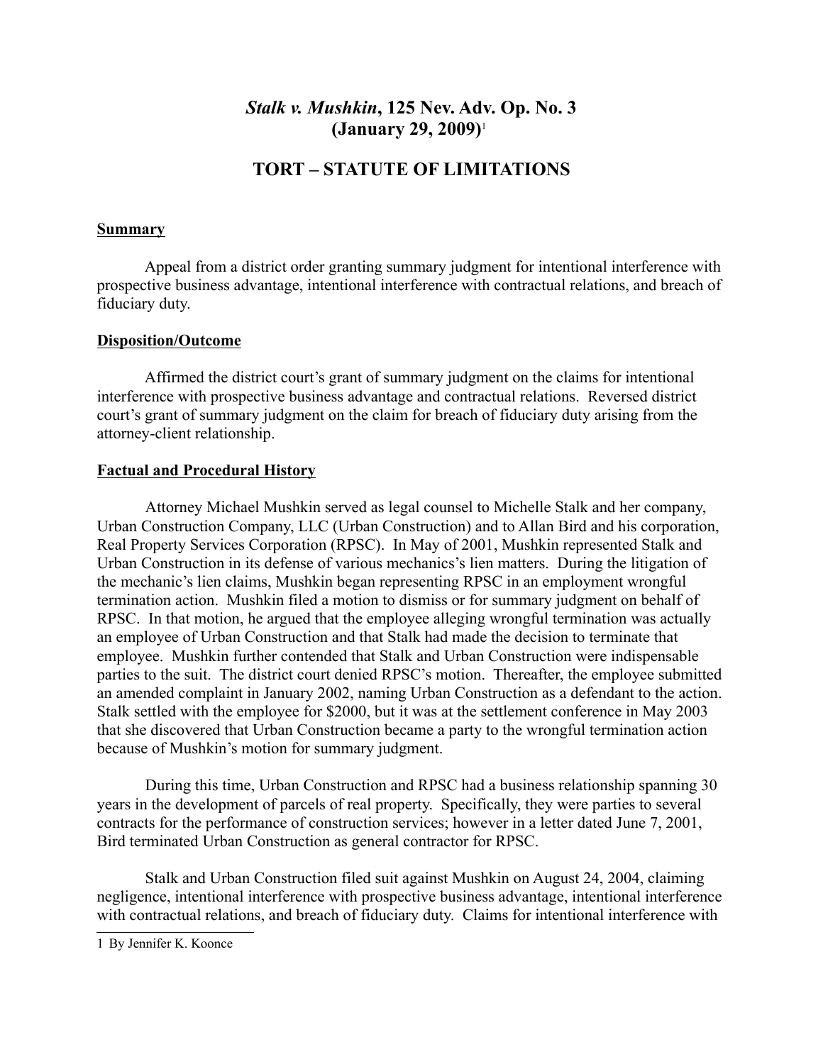# *Stalk v. Mushkin*, 125 Nev. Adv. Op. No. 3 (January 29, 2009)[1]

## TORT – STATUTE OF LIMITATIONS

**Summary**

Appeal from a district order granting summary judgment for intentional interference with prospective business advantage, intentional interference with contractual relations, and breach of fiduciary duty.

**Disposition/Outcome**

Affirmed the district court's grant of summary judgment on the claims for intentional interference with prospective business advantage and contractual relations. Reversed district court's grant of summary judgment on the claim for breach of fiduciary duty arising from the attorney-client relationship.

**Factual and Procedural History**

Attorney Michael Mushkin served as legal counsel to Michelle Stalk and her company, Urban Construction Company, LLC (Urban Construction) and to Allan Bird and his corporation, Real Property Services Corporation (RPSC). In May of 2001, Mushkin represented Stalk and Urban Construction in its defense of various mechanics's lien matters. During the litigation of the mechanic's lien claims, Mushkin began representing RPSC in an employment wrongful termination action. Mushkin filed a motion to dismiss or for summary judgment on behalf of RPSC. In that motion, he argued that the employee alleging wrongful termination was actually an employee of Urban Construction and that Stalk had made the decision to terminate that employee. Mushkin further contended that Stalk and Urban Construction were indispensable parties to the suit. The district court denied RPSC's motion. Thereafter, the employee submitted an amended complaint in January 2002, naming Urban Construction as a defendant to the action. Stalk settled with the employee for $2000, but it was at the settlement conference in May 2003 that she discovered that Urban Construction became a party to the wrongful termination action because of Mushkin's motion for summary judgment.

During this time, Urban Construction and RPSC had a business relationship spanning 30 years in the development of parcels of real property. Specifically, they were parties to several contracts for the performance of construction services; however in a letter dated June 7, 2001, Bird terminated Urban Construction as general contractor for RPSC.

Stalk and Urban Construction filed suit against Mushkin on August 24, 2004, claiming negligence, intentional interference with prospective business advantage, intentional interference with contractual relations, and breach of fiduciary duty. Claims for intentional interference with

---

[1] By Jennifer K. Koonce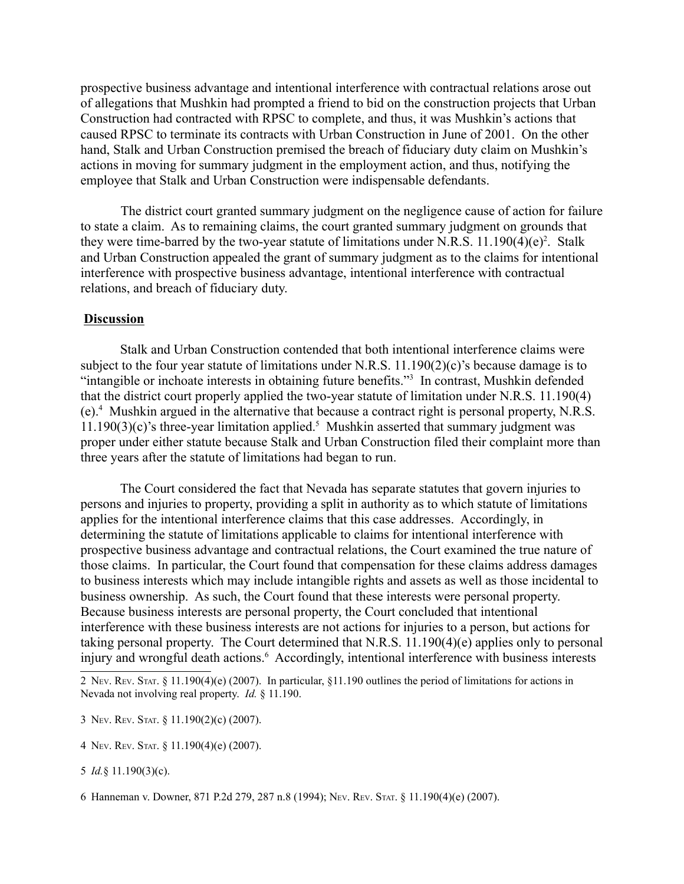prospective business advantage and intentional interference with contractual relations arose out of allegations that Mushkin had prompted a friend to bid on the construction projects that Urban Construction had contracted with RPSC to complete, and thus, it was Mushkin's actions that caused RPSC to terminate its contracts with Urban Construction in June of 2001. On the other hand, Stalk and Urban Construction premised the breach of fiduciary duty claim on Mushkin's actions in moving for summary judgment in the employment action, and thus, notifying the employee that Stalk and Urban Construction were indispensable defendants.

The district court granted summary judgment on the negligence cause of action for failure to state a claim. As to remaining claims, the court granted summary judgment on grounds that they were time-barred by the two-year statute of limitations under N.R.S. 11.190(4)(e)[2]. Stalk and Urban Construction appealed the grant of summary judgment as to the claims for intentional interference with prospective business advantage, intentional interference with contractual relations, and breach of fiduciary duty.

**Discussion**

Stalk and Urban Construction contended that both intentional interference claims were subject to the four year statute of limitations under N.R.S. 11.190(2)(c)'s because damage is to "intangible or inchoate interests in obtaining future benefits."[3] In contrast, Mushkin defended that the district court properly applied the two-year statute of limitation under N.R.S. 11.190(4)(e).[4] Mushkin argued in the alternative that because a contract right is personal property, N.R.S. 11.190(3)(c)'s three-year limitation applied.[5] Mushkin asserted that summary judgment was proper under either statute because Stalk and Urban Construction filed their complaint more than three years after the statute of limitations had began to run.

The Court considered the fact that Nevada has separate statutes that govern injuries to persons and injuries to property, providing a split in authority as to which statute of limitations applies for the intentional interference claims that this case addresses. Accordingly, in determining the statute of limitations applicable to claims for intentional interference with prospective business advantage and contractual relations, the Court examined the true nature of those claims. In particular, the Court found that compensation for these claims address damages to business interests which may include intangible rights and assets as well as those incidental to business ownership. As such, the Court found that these interests were personal property. Because business interests are personal property, the Court concluded that intentional interference with these business interests are not actions for injuries to a person, but actions for taking personal property. The Court determined that N.R.S. 11.190(4)(e) applies only to personal injury and wrongful death actions.[6] Accordingly, intentional interference with business interests

---

2 Nev. Rev. Stat. § 11.190(4)(e) (2007). In particular, §11.190 outlines the period of limitations for actions in Nevada not involving real property. *Id.* § 11.190.

3 Nev. Rev. Stat. § 11.190(2)(c) (2007).

4 Nev. Rev. Stat. § 11.190(4)(e) (2007).

5 *Id.*§ 11.190(3)(c).

6 Hanneman v. Downer, 871 P.2d 279, 287 n.8 (1994); Nev. Rev. Stat. § 11.190(4)(e) (2007).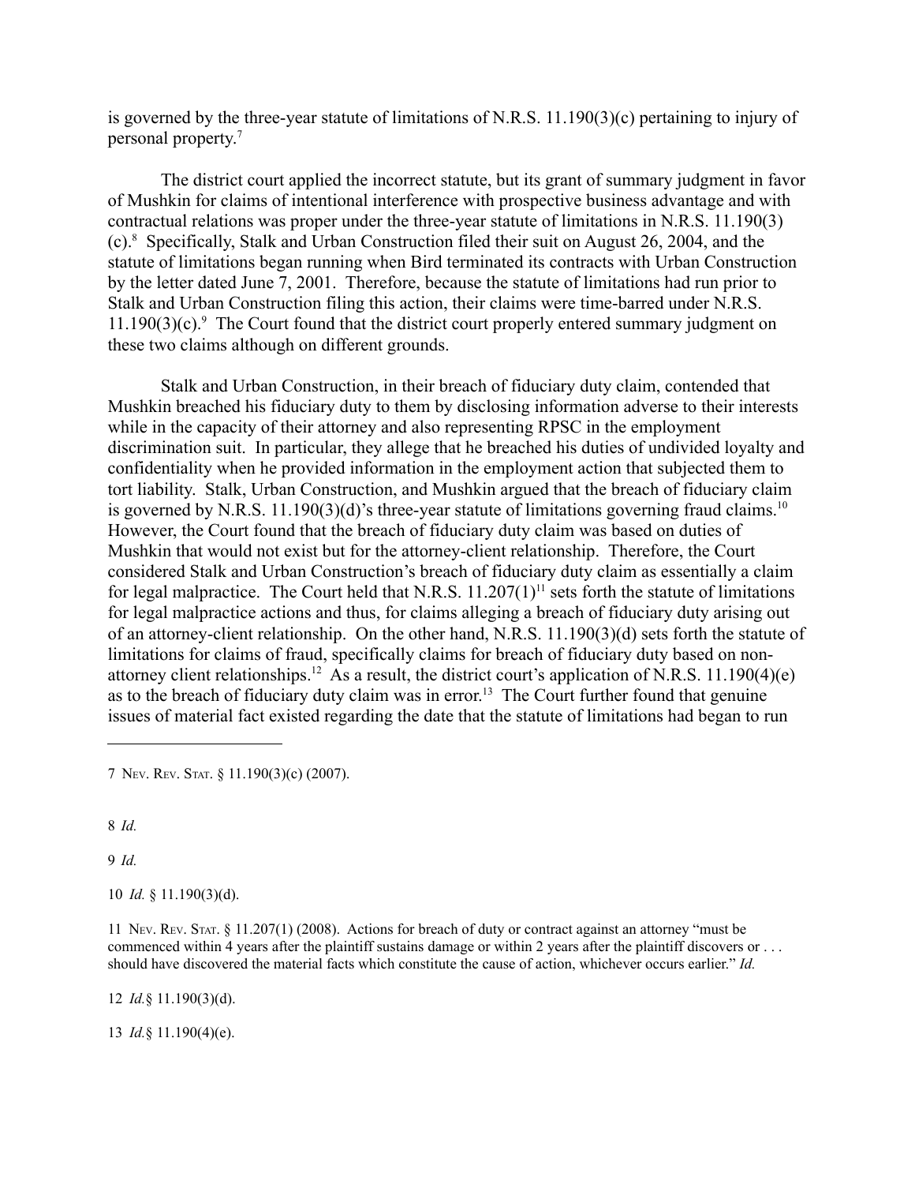is governed by the three-year statute of limitations of N.R.S. 11.190(3)(c) pertaining to injury of personal property.[7]

The district court applied the incorrect statute, but its grant of summary judgment in favor of Mushkin for claims of intentional interference with prospective business advantage and with contractual relations was proper under the three-year statute of limitations in N.R.S. 11.190(3)(c).[8] Specifically, Stalk and Urban Construction filed their suit on August 26, 2004, and the statute of limitations began running when Bird terminated its contracts with Urban Construction by the letter dated June 7, 2001. Therefore, because the statute of limitations had run prior to Stalk and Urban Construction filing this action, their claims were time-barred under N.R.S. 11.190(3)(c).[9] The Court found that the district court properly entered summary judgment on these two claims although on different grounds.

Stalk and Urban Construction, in their breach of fiduciary duty claim, contended that Mushkin breached his fiduciary duty to them by disclosing information adverse to their interests while in the capacity of their attorney and also representing RPSC in the employment discrimination suit. In particular, they allege that he breached his duties of undivided loyalty and confidentiality when he provided information in the employment action that subjected them to tort liability. Stalk, Urban Construction, and Mushkin argued that the breach of fiduciary claim is governed by N.R.S. 11.190(3)(d)'s three-year statute of limitations governing fraud claims.[10] However, the Court found that the breach of fiduciary duty claim was based on duties of Mushkin that would not exist but for the attorney-client relationship. Therefore, the Court considered Stalk and Urban Construction's breach of fiduciary duty claim as essentially a claim for legal malpractice. The Court held that N.R.S. 11.207(1)[11] sets forth the statute of limitations for legal malpractice actions and thus, for claims alleging a breach of fiduciary duty arising out of an attorney-client relationship. On the other hand, N.R.S. 11.190(3)(d) sets forth the statute of limitations for claims of fraud, specifically claims for breach of fiduciary duty based on non-attorney client relationships.[12] As a result, the district court's application of N.R.S. 11.190(4)(e) as to the breach of fiduciary duty claim was in error.[13] The Court further found that genuine issues of material fact existed regarding the date that the statute of limitations had began to run

---

7 Nev. Rev. Stat. § 11.190(3)(c) (2007).

8 *Id.*

9 *Id.*

10 *Id.* § 11.190(3)(d).

11 Nev. Rev. Stat. § 11.207(1) (2008). Actions for breach of duty or contract against an attorney "must be commenced within 4 years after the plaintiff sustains damage or within 2 years after the plaintiff discovers or . . . should have discovered the material facts which constitute the cause of action, whichever occurs earlier." *Id.*

12 *Id.*§ 11.190(3)(d).

13 *Id.*§ 11.190(4)(e).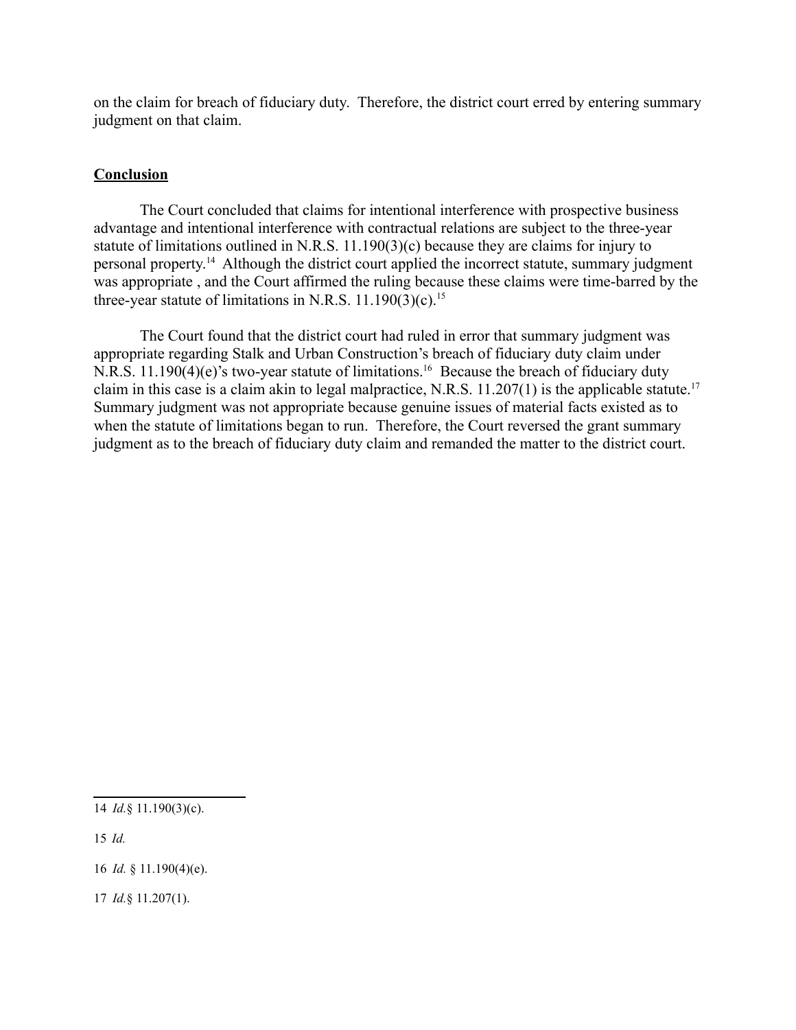on the claim for breach of fiduciary duty. Therefore, the district court erred by entering summary judgment on that claim.

## Conclusion

The Court concluded that claims for intentional interference with prospective business advantage and intentional interference with contractual relations are subject to the three-year statute of limitations outlined in N.R.S. 11.190(3)(c) because they are claims for injury to personal property.[14] Although the district court applied the incorrect statute, summary judgment was appropriate , and the Court affirmed the ruling because these claims were time-barred by the three-year statute of limitations in N.R.S. 11.190(3)(c).[15]

The Court found that the district court had ruled in error that summary judgment was appropriate regarding Stalk and Urban Construction's breach of fiduciary duty claim under N.R.S. 11.190(4)(e)'s two-year statute of limitations.[16] Because the breach of fiduciary duty claim in this case is a claim akin to legal malpractice, N.R.S. 11.207(1) is the applicable statute.[17] Summary judgment was not appropriate because genuine issues of material facts existed as to when the statute of limitations began to run. Therefore, the Court reversed the grant summary judgment as to the breach of fiduciary duty claim and remanded the matter to the district court.

---

14 *Id.*§ 11.190(3)(c).

15 *Id.*

16 *Id.* § 11.190(4)(e).

17 *Id.*§ 11.207(1).